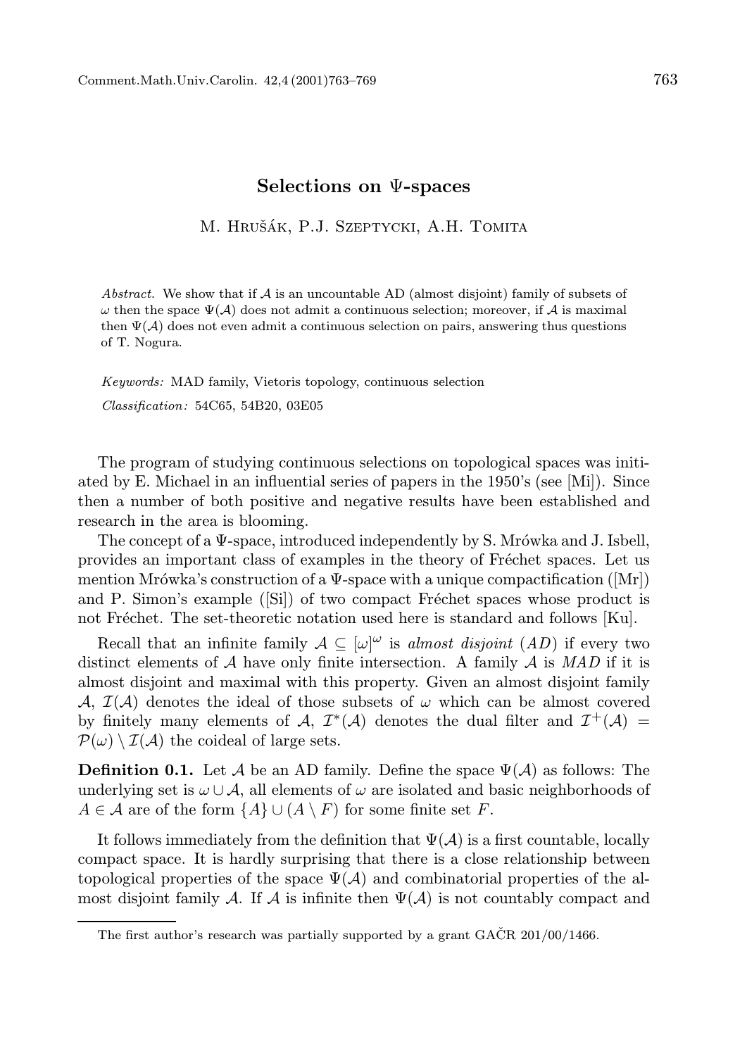# Selections on $\Psi$-spaces

M. Hrušák, P.J. Szeptycki, A.H. Tomita

*Abstract.* We show that if $\mathcal{A}$ is an uncountable AD (almost disjoint) family of subsets of $\omega$ then the space $\Psi(\mathcal{A})$ does not admit a continuous selection; moreover, if $\mathcal{A}$ is maximal then $\Psi(\mathcal{A})$ does not even admit a continuous selection on pairs, answering thus questions of T. Nogura.

*Keywords:* MAD family, Vietoris topology, continuous selection

*Classification:* 54C65, 54B20, 03E05

The program of studying continuous selections on topological spaces was initiated by E. Michael in an influential series of papers in the 1950's (see [Mi]). Since then a number of both positive and negative results have been established and research in the area is blooming.

The concept of a $\Psi$-space, introduced independently by S. Mrówka and J. Isbell, provides an important class of examples in the theory of Fréchet spaces. Let us mention Mrówka's construction of a $\Psi$-space with a unique compactification ([Mr]) and P. Simon's example ([Si]) of two compact Fréchet spaces whose product is not Fréchet. The set-theoretic notation used here is standard and follows [Ku].

Recall that an infinite family $\mathcal{A} \subseteq [\omega]^\omega$ is *almost disjoint* (*AD*) if every two distinct elements of $\mathcal{A}$ have only finite intersection. A family $\mathcal{A}$ is *MAD* if it is almost disjoint and maximal with this property. Given an almost disjoint family $\mathcal{A}$, $\mathcal{I}(\mathcal{A})$ denotes the ideal of those subsets of $\omega$ which can be almost covered by finitely many elements of $\mathcal{A}$, $\mathcal{I}^*(\mathcal{A})$ denotes the dual filter and $\mathcal{I}^+(\mathcal{A}) = \mathcal{P}(\omega) \setminus \mathcal{I}(\mathcal{A})$ the coideal of large sets.

**Definition 0.1.** Let $\mathcal{A}$ be an AD family. Define the space $\Psi(\mathcal{A})$ as follows: The underlying set is $\omega \cup \mathcal{A}$, all elements of $\omega$ are isolated and basic neighborhoods of $A \in \mathcal{A}$ are of the form $\{A\} \cup (A \setminus F)$ for some finite set $F$.

It follows immediately from the definition that $\Psi(\mathcal{A})$ is a first countable, locally compact space. It is hardly surprising that there is a close relationship between topological properties of the space $\Psi(\mathcal{A})$ and combinatorial properties of the almost disjoint family $\mathcal{A}$. If $\mathcal{A}$ is infinite then $\Psi(\mathcal{A})$ is not countably compact and

The first author's research was partially supported by a grant GAČR 201/00/1466.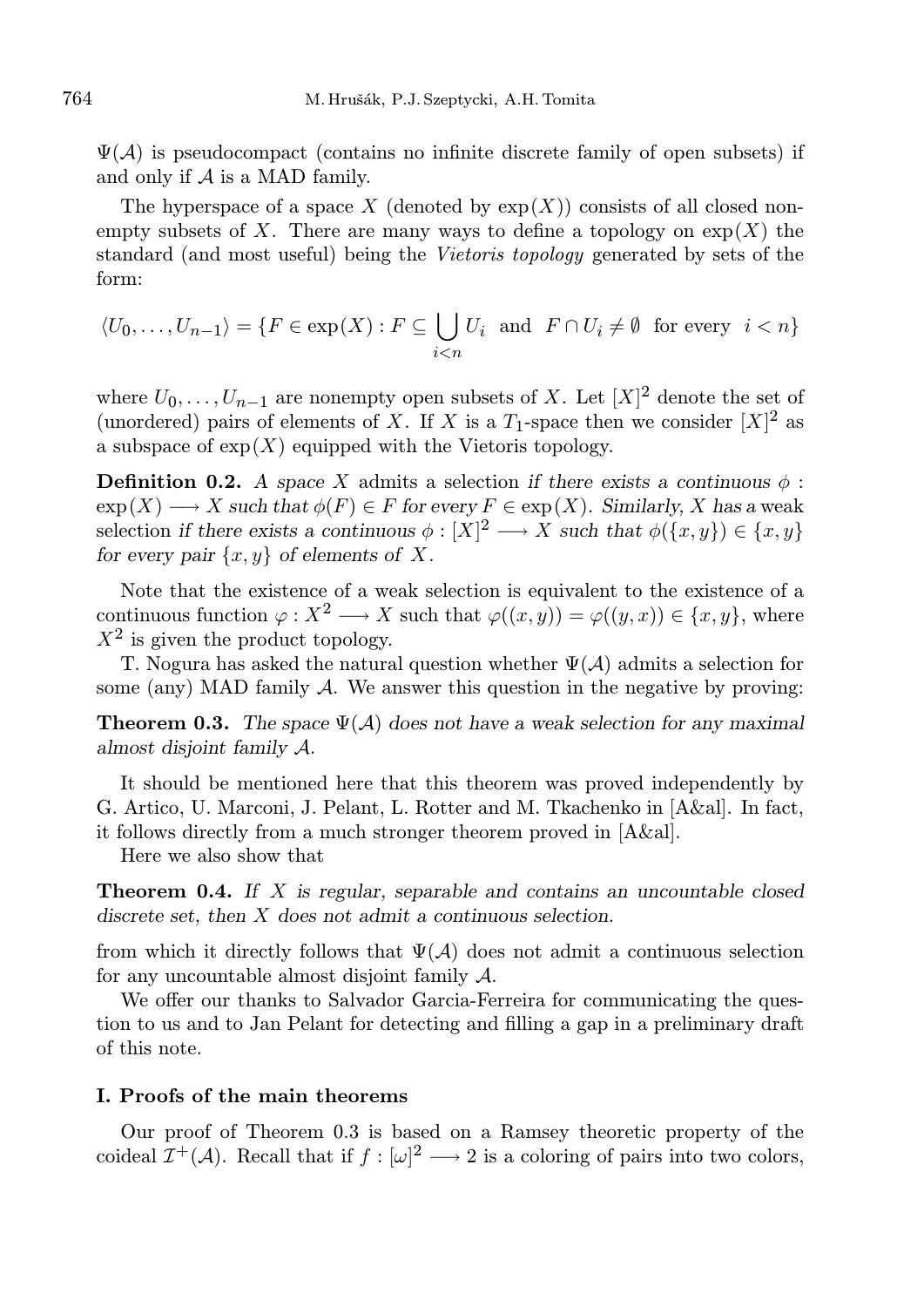$\Psi(\mathcal{A})$ is pseudocompact (contains no infinite discrete family of open subsets) if and only if $\mathcal{A}$ is a MAD family.

The hyperspace of a space $X$ (denoted by $\exp(X)$) consists of all closed nonempty subsets of $X$. There are many ways to define a topology on $\exp(X)$ the standard (and most useful) being the *Vietoris topology* generated by sets of the form:

$$\langle U_0, \ldots, U_{n-1} \rangle = \{F \in \exp(X) : F \subseteq \bigcup_{i<n} U_i \text{ and } F \cap U_i \neq \emptyset \text{ for every } i < n\}$$

where $U_0, \ldots, U_{n-1}$ are nonempty open subsets of $X$. Let $[X]^2$ denote the set of (unordered) pairs of elements of $X$. If $X$ is a $T_1$-space then we consider $[X]^2$ as a subspace of $\exp(X)$ equipped with the Vietoris topology.

**Definition 0.2.** *A space $X$ admits a* selection *if there exists a continuous $\phi : \exp(X) \longrightarrow X$ such that $\phi(F) \in F$ for every $F \in \exp(X)$. Similarly, $X$ has a* weak selection *if there exists a continuous $\phi : [X]^2 \longrightarrow X$ such that $\phi(\{x, y\}) \in \{x, y\}$ for every pair $\{x, y\}$ of elements of $X$.*

Note that the existence of a weak selection is equivalent to the existence of a continuous function $\varphi : X^2 \longrightarrow X$ such that $\varphi((x, y)) = \varphi((y, x)) \in \{x, y\}$, where $X^2$ is given the product topology.

T. Nogura has asked the natural question whether $\Psi(\mathcal{A})$ admits a selection for some (any) MAD family $\mathcal{A}$. We answer this question in the negative by proving:

**Theorem 0.3.** *The space $\Psi(\mathcal{A})$ does not have a weak selection for any maximal almost disjoint family $\mathcal{A}$.*

It should be mentioned here that this theorem was proved independently by G. Artico, U. Marconi, J. Pelant, L. Rotter and M. Tkachenko in [A&al]. In fact, it follows directly from a much stronger theorem proved in [A&al].

Here we also show that

**Theorem 0.4.** *If $X$ is regular, separable and contains an uncountable closed discrete set, then $X$ does not admit a continuous selection.*

from which it directly follows that $\Psi(\mathcal{A})$ does not admit a continuous selection for any uncountable almost disjoint family $\mathcal{A}$.

We offer our thanks to Salvador Garcia-Ferreira for communicating the question to us and to Jan Pelant for detecting and filling a gap in a preliminary draft of this note.

## I. Proofs of the main theorems

Our proof of Theorem 0.3 is based on a Ramsey theoretic property of the coideal $\mathcal{I}^+(\mathcal{A})$. Recall that if $f : [\omega]^2 \longrightarrow 2$ is a coloring of pairs into two colors,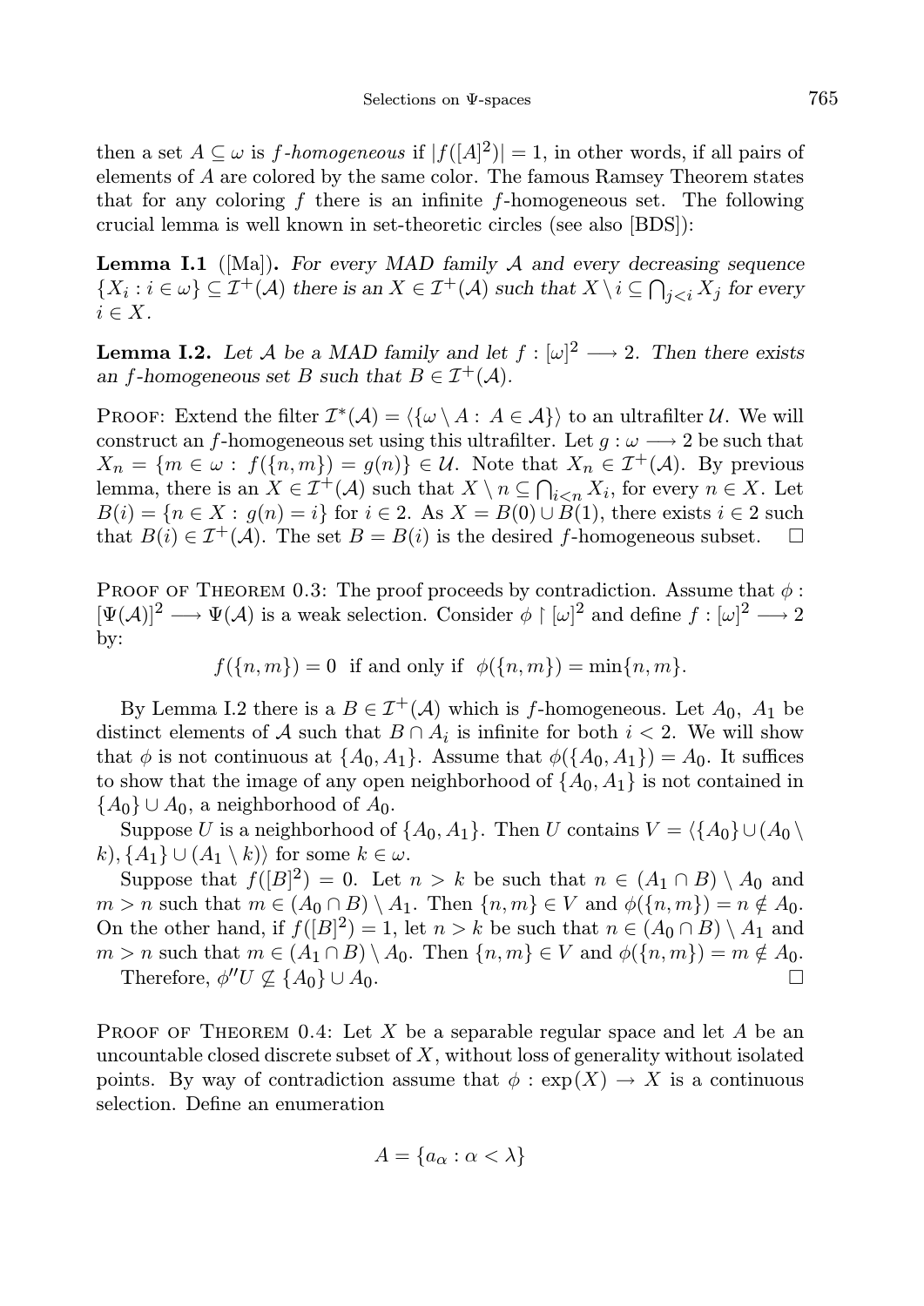then a set $A \subseteq \omega$ is *$f$-homogeneous* if $|f([A]^2)| = 1$, in other words, if all pairs of elements of $A$ are colored by the same color. The famous Ramsey Theorem states that for any coloring $f$ there is an infinite $f$-homogeneous set. The following crucial lemma is well known in set-theoretic circles (see also [BDS]):

**Lemma I.1** ([Ma]). *For every MAD family $\mathcal{A}$ and every decreasing sequence $\{X_i : i \in \omega\} \subseteq \mathcal{I}^+(\mathcal{A})$ there is an $X \in \mathcal{I}^+(\mathcal{A})$ such that $X \setminus i \subseteq \bigcap_{j<i} X_j$ for every $i \in X$.*

**Lemma I.2.** *Let $\mathcal{A}$ be a MAD family and let $f : [\omega]^2 \longrightarrow 2$. Then there exists an $f$-homogeneous set $B$ such that $B \in \mathcal{I}^+(\mathcal{A})$.*

Proof: Extend the filter $\mathcal{I}^*(\mathcal{A}) = \langle \{\omega \setminus A : A \in \mathcal{A}\} \rangle$ to an ultrafilter $\mathcal{U}$. We will construct an $f$-homogeneous set using this ultrafilter. Let $g : \omega \longrightarrow 2$ be such that $X_n = \{m \in \omega : f(\{n, m\}) = g(n)\} \in \mathcal{U}$. Note that $X_n \in \mathcal{I}^+(\mathcal{A})$. By previous lemma, there is an $X \in \mathcal{I}^+(\mathcal{A})$ such that $X \setminus n \subseteq \bigcap_{i<n} X_i$, for every $n \in X$. Let $B(i) = \{n \in X : g(n) = i\}$ for $i \in 2$. As $X = B(0) \cup B(1)$, there exists $i \in 2$ such that $B(i) \in \mathcal{I}^+(\mathcal{A})$. The set $B = B(i)$ is the desired $f$-homogeneous subset. $\square$

Proof of Theorem 0.3: The proof proceeds by contradiction. Assume that $\phi : [\Psi(\mathcal{A})]^2 \longrightarrow \Psi(\mathcal{A})$ is a weak selection. Consider $\phi \restriction [\omega]^2$ and define $f : [\omega]^2 \longrightarrow 2$ by:

$$f(\{n, m\}) = 0 \text{ if and only if } \phi(\{n, m\}) = \min\{n, m\}.$$

By Lemma I.2 there is a $B \in \mathcal{I}^+(\mathcal{A})$ which is $f$-homogeneous. Let $A_0$, $A_1$ be distinct elements of $\mathcal{A}$ such that $B \cap A_i$ is infinite for both $i < 2$. We will show that $\phi$ is not continuous at $\{A_0, A_1\}$. Assume that $\phi(\{A_0, A_1\}) = A_0$. It suffices to show that the image of any open neighborhood of $\{A_0, A_1\}$ is not contained in $\{A_0\} \cup A_0$, a neighborhood of $A_0$.

Suppose $U$ is a neighborhood of $\{A_0, A_1\}$. Then $U$ contains $V = \langle \{A_0\} \cup (A_0 \setminus k), \{A_1\} \cup (A_1 \setminus k) \rangle$ for some $k \in \omega$.

Suppose that $f([B]^2) = 0$. Let $n > k$ be such that $n \in (A_1 \cap B) \setminus A_0$ and $m > n$ such that $m \in (A_0 \cap B) \setminus A_1$. Then $\{n, m\} \in V$ and $\phi(\{n, m\}) = n \notin A_0$. On the other hand, if $f([B]^2) = 1$, let $n > k$ be such that $n \in (A_0 \cap B) \setminus A_1$ and $m > n$ such that $m \in (A_1 \cap B) \setminus A_0$. Then $\{n, m\} \in V$ and $\phi(\{n, m\}) = m \notin A_0$.

Therefore, $\phi''U \not\subseteq \{A_0\} \cup A_0$. $\square$

Proof of Theorem 0.4: Let $X$ be a separable regular space and let $A$ be an uncountable closed discrete subset of $X$, without loss of generality without isolated points. By way of contradiction assume that $\phi : \exp(X) \to X$ is a continuous selection. Define an enumeration

$$A = \{a_\alpha : \alpha < \lambda\}$$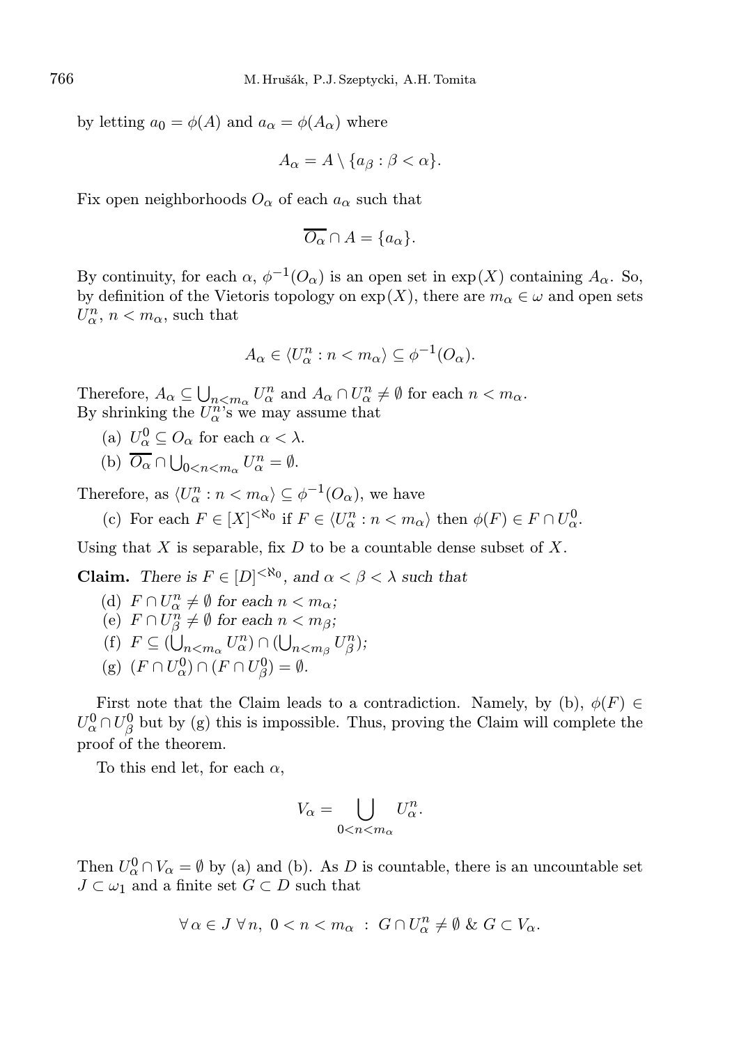by letting $a_0 = \phi(A)$ and $a_\alpha = \phi(A_\alpha)$ where

$$A_\alpha = A \setminus \{a_\beta : \beta < \alpha\}.$$

Fix open neighborhoods $O_\alpha$ of each $a_\alpha$ such that

$$\overline{O_\alpha} \cap A = \{a_\alpha\}.$$

By continuity, for each $\alpha$, $\phi^{-1}(O_\alpha)$ is an open set in $\exp(X)$ containing $A_\alpha$. So, by definition of the Vietoris topology on $\exp(X)$, there are $m_\alpha \in \omega$ and open sets $U^n_\alpha$, $n < m_\alpha$, such that

$$A_\alpha \in \langle U^n_\alpha : n < m_\alpha \rangle \subseteq \phi^{-1}(O_\alpha).$$

Therefore, $A_\alpha \subseteq \bigcup_{n<m_\alpha} U^n_\alpha$ and $A_\alpha \cap U^n_\alpha \neq \emptyset$ for each $n < m_\alpha$. By shrinking the $U^n_\alpha$'s we may assume that

(a) $U^0_\alpha \subseteq O_\alpha$ for each $\alpha < \lambda$.

(b) $\overline{O_\alpha} \cap \bigcup_{0<n<m_\alpha} U^n_\alpha = \emptyset$.

Therefore, as $\langle U^n_\alpha : n < m_\alpha \rangle \subseteq \phi^{-1}(O_\alpha)$, we have

(c) For each $F \in [X]^{<\aleph_0}$ if $F \in \langle U^n_\alpha : n < m_\alpha \rangle$ then $\phi(F) \in F \cap U^0_\alpha$.

Using that $X$ is separable, fix $D$ to be a countable dense subset of $X$.

**Claim.** *There is $F \in [D]^{<\aleph_0}$, and $\alpha < \beta < \lambda$ such that*

(d) $F \cap U^n_\alpha \neq \emptyset$ *for each* $n < m_\alpha$;

(e) $F \cap U^n_\beta \neq \emptyset$ *for each* $n < m_\beta$;

(f) $F \subseteq (\bigcup_{n<m_\alpha} U^n_\alpha) \cap (\bigcup_{n<m_\beta} U^n_\beta)$;

(g) $(F \cap U^0_\alpha) \cap (F \cap U^0_\beta) = \emptyset$.

First note that the Claim leads to a contradiction. Namely, by (b), $\phi(F) \in U^0_\alpha \cap U^0_\beta$ but by (g) this is impossible. Thus, proving the Claim will complete the proof of the theorem.

To this end let, for each $\alpha$,

$$V_\alpha = \bigcup_{0<n<m_\alpha} U^n_\alpha.$$

Then $U^0_\alpha \cap V_\alpha = \emptyset$ by (a) and (b). As $D$ is countable, there is an uncountable set $J \subset \omega_1$ and a finite set $G \subset D$ such that

$$\forall\, \alpha \in J\ \forall\, n,\ 0 < n < m_\alpha\ :\ G \cap U^n_\alpha \neq \emptyset\ \&\ G \subset V_\alpha.$$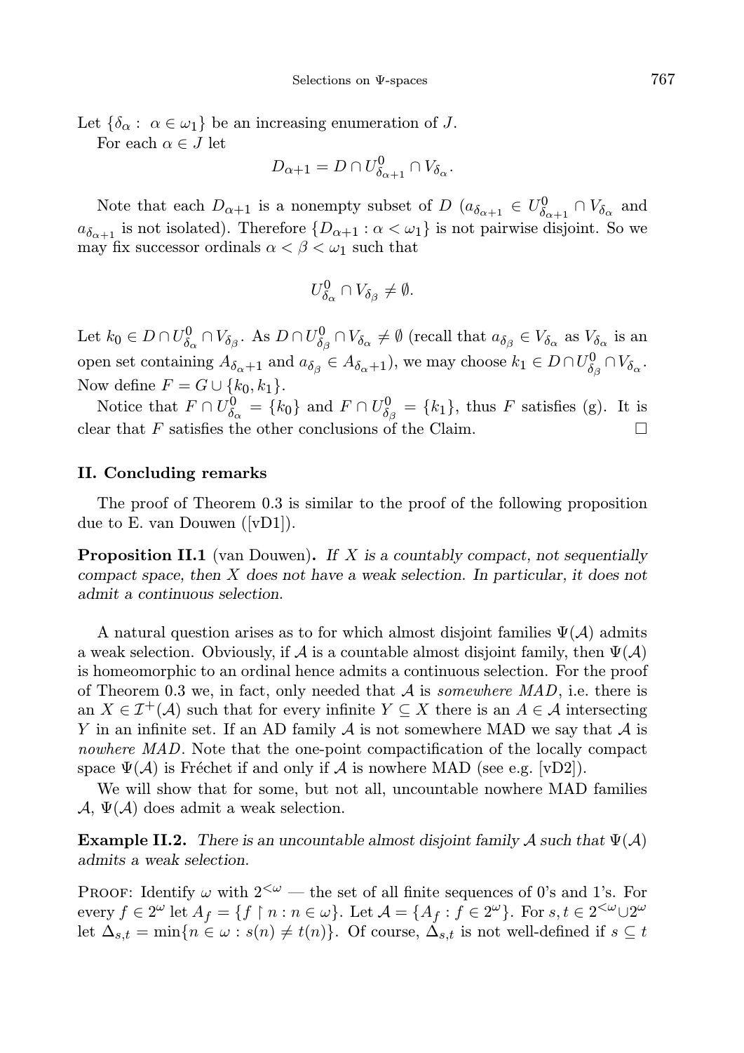Let $\{\delta_\alpha : \alpha \in \omega_1\}$ be an increasing enumeration of $J$.

For each $\alpha \in J$ let

$$D_{\alpha+1} = D \cap U^0_{\delta_{\alpha+1}} \cap V_{\delta_\alpha}.$$

Note that each $D_{\alpha+1}$ is a nonempty subset of $D$ ($a_{\delta_{\alpha+1}} \in U^0_{\delta_{\alpha+1}} \cap V_{\delta_\alpha}$ and $a_{\delta_{\alpha+1}}$ is not isolated). Therefore $\{D_{\alpha+1} : \alpha < \omega_1\}$ is not pairwise disjoint. So we may fix successor ordinals $\alpha < \beta < \omega_1$ such that

$$U^0_{\delta_\alpha} \cap V_{\delta_\beta} \neq \emptyset.$$

Let $k_0 \in D \cap U^0_{\delta_\alpha} \cap V_{\delta_\beta}$. As $D \cap U^0_{\delta_\beta} \cap V_{\delta_\alpha} \neq \emptyset$ (recall that $a_{\delta_\beta} \in V_{\delta_\alpha}$ as $V_{\delta_\alpha}$ is an open set containing $A_{\delta_\alpha+1}$ and $a_{\delta_\beta} \in A_{\delta_\alpha+1}$), we may choose $k_1 \in D \cap U^0_{\delta_\beta} \cap V_{\delta_\alpha}$. Now define $F = G \cup \{k_0, k_1\}$.

Notice that $F \cap U^0_{\delta_\alpha} = \{k_0\}$ and $F \cap U^0_{\delta_\beta} = \{k_1\}$, thus $F$ satisfies (g). It is clear that $F$ satisfies the other conclusions of the Claim. $\square$

## II. Concluding remarks

The proof of Theorem 0.3 is similar to the proof of the following proposition due to E. van Douwen ([vD1]).

**Proposition II.1** (van Douwen)**.** *If $X$ is a countably compact, not sequentially compact space, then $X$ does not have a weak selection. In particular, it does not admit a continuous selection.*

A natural question arises as to for which almost disjoint families $\Psi(\mathcal{A})$ admits a weak selection. Obviously, if $\mathcal{A}$ is a countable almost disjoint family, then $\Psi(\mathcal{A})$ is homeomorphic to an ordinal hence admits a continuous selection. For the proof of Theorem 0.3 we, in fact, only needed that $\mathcal{A}$ is *somewhere MAD*, i.e. there is an $X \in \mathcal{I}^+(\mathcal{A})$ such that for every infinite $Y \subseteq X$ there is an $A \in \mathcal{A}$ intersecting $Y$ in an infinite set. If an AD family $\mathcal{A}$ is not somewhere MAD we say that $\mathcal{A}$ is *nowhere MAD*. Note that the one-point compactification of the locally compact space $\Psi(\mathcal{A})$ is Fréchet if and only if $\mathcal{A}$ is nowhere MAD (see e.g. [vD2]).

We will show that for some, but not all, uncountable nowhere MAD families $\mathcal{A}$, $\Psi(\mathcal{A})$ does admit a weak selection.

**Example II.2.** *There is an uncountable almost disjoint family $\mathcal{A}$ such that $\Psi(\mathcal{A})$ admits a weak selection.*

Proof: Identify $\omega$ with $2^{<\omega}$ — the set of all finite sequences of 0's and 1's. For every $f \in 2^\omega$ let $A_f = \{f \restriction n : n \in \omega\}$. Let $\mathcal{A} = \{A_f : f \in 2^\omega\}$. For $s, t \in 2^{<\omega} \cup 2^\omega$ let $\Delta_{s,t} = \min\{n \in \omega : s(n) \neq t(n)\}$. Of course, $\Delta_{s,t}$ is not well-defined if $s \subseteq t$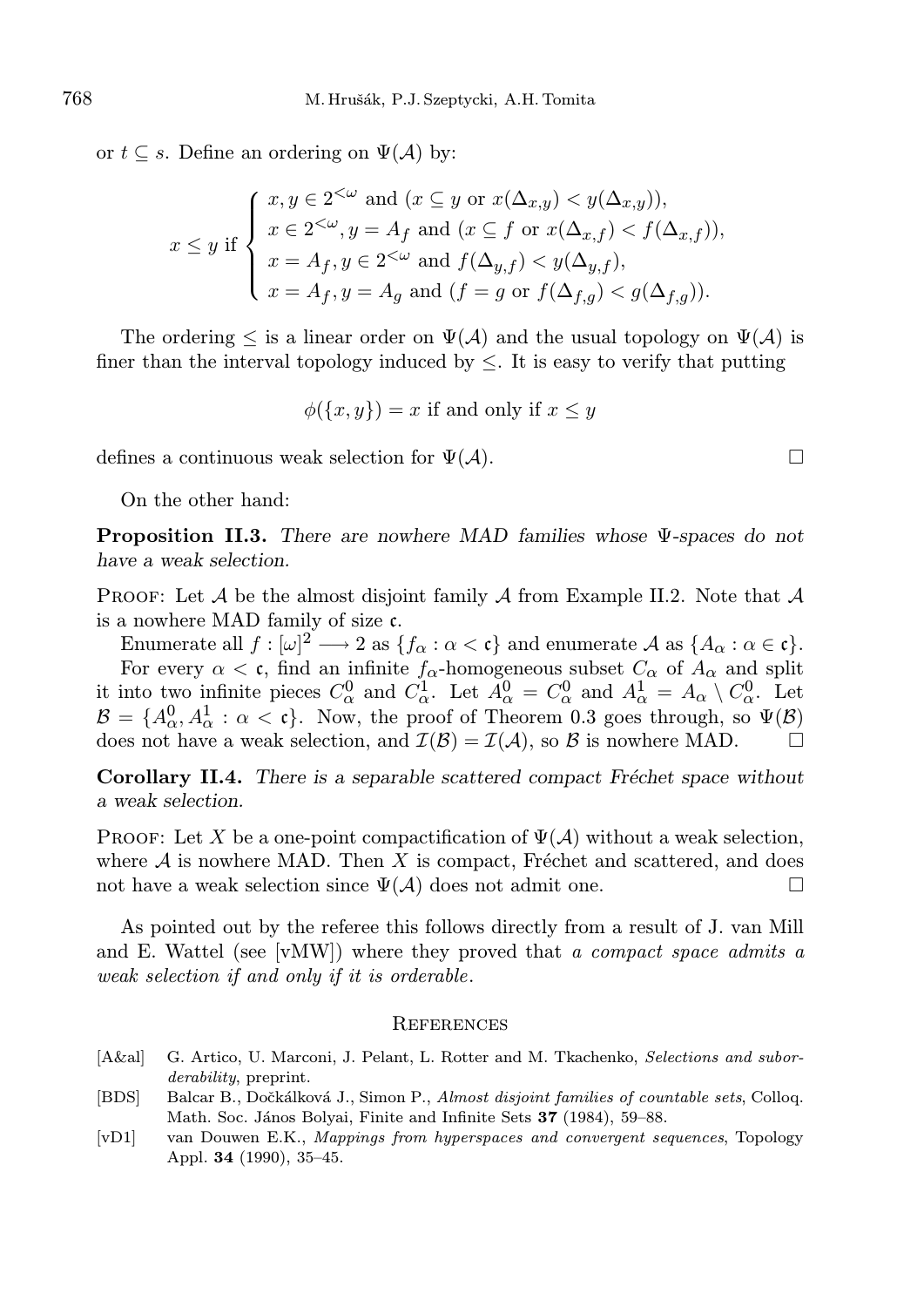or $t \subseteq s$. Define an ordering on $\Psi(\mathcal{A})$ by:

$$x \leq y \text{ if } \begin{cases} x, y \in 2^{<\omega} \text{ and } (x \subseteq y \text{ or } x(\Delta_{x,y}) < y(\Delta_{x,y})), \\ x \in 2^{<\omega}, y = A_f \text{ and } (x \subseteq f \text{ or } x(\Delta_{x,f}) < f(\Delta_{x,f})), \\ x = A_f, y \in 2^{<\omega} \text{ and } f(\Delta_{y,f}) < y(\Delta_{y,f}), \\ x = A_f, y = A_g \text{ and } (f = g \text{ or } f(\Delta_{f,g}) < g(\Delta_{f,g})). \end{cases}$$

The ordering $\leq$ is a linear order on $\Psi(\mathcal{A})$ and the usual topology on $\Psi(\mathcal{A})$ is finer than the interval topology induced by $\leq$. It is easy to verify that putting

$$\phi(\{x, y\}) = x \text{ if and only if } x \leq y$$

defines a continuous weak selection for $\Psi(\mathcal{A})$. □

On the other hand:

**Proposition II.3.** *There are nowhere MAD families whose $\Psi$-spaces do not have a weak selection.*

Proof: Let $\mathcal{A}$ be the almost disjoint family $\mathcal{A}$ from Example II.2. Note that $\mathcal{A}$ is a nowhere MAD family of size $\mathfrak{c}$.

Enumerate all $f : [\omega]^2 \longrightarrow 2$ as $\{f_\alpha : \alpha < \mathfrak{c}\}$ and enumerate $\mathcal{A}$ as $\{A_\alpha : \alpha \in \mathfrak{c}\}$.

For every $\alpha < \mathfrak{c}$, find an infinite $f_\alpha$-homogeneous subset $C_\alpha$ of $A_\alpha$ and split it into two infinite pieces $C_\alpha^0$ and $C_\alpha^1$. Let $A_\alpha^0 = C_\alpha^0$ and $A_\alpha^1 = A_\alpha \setminus C_\alpha^0$. Let $\mathcal{B} = \{A_\alpha^0, A_\alpha^1 : \alpha < \mathfrak{c}\}$. Now, the proof of Theorem 0.3 goes through, so $\Psi(\mathcal{B})$ does not have a weak selection, and $\mathcal{I}(\mathcal{B}) = \mathcal{I}(\mathcal{A})$, so $\mathcal{B}$ is nowhere MAD. □

**Corollary II.4.** *There is a separable scattered compact Fréchet space without a weak selection.*

Proof: Let $X$ be a one-point compactification of $\Psi(\mathcal{A})$ without a weak selection, where $\mathcal{A}$ is nowhere MAD. Then $X$ is compact, Fréchet and scattered, and does not have a weak selection since $\Psi(\mathcal{A})$ does not admit one. □

As pointed out by the referee this follows directly from a result of J. van Mill and E. Wattel (see [vMW]) where they proved that *a compact space admits a weak selection if and only if it is orderable*.

## References

- [A&al] G. Artico, U. Marconi, J. Pelant, L. Rotter and M. Tkachenko, *Selections and suborderability*, preprint.
- [BDS] Balcar B., Dočkálková J., Simon P., *Almost disjoint families of countable sets*, Colloq. Math. Soc. János Bolyai, Finite and Infinite Sets **37** (1984), 59–88.
- [vD1] van Douwen E.K., *Mappings from hyperspaces and convergent sequences*, Topology Appl. **34** (1990), 35–45.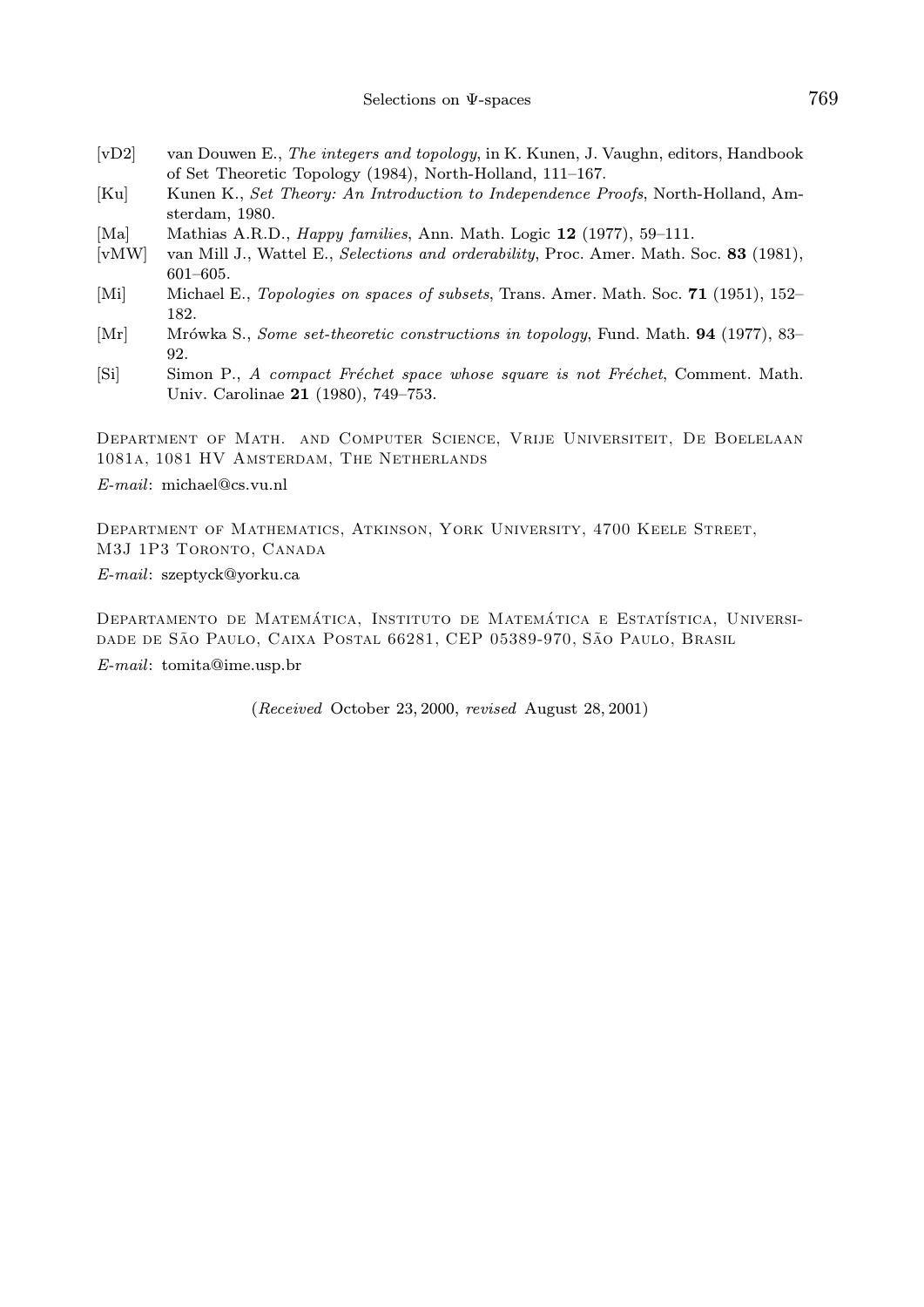[vD2] van Douwen E., *The integers and topology*, in K. Kunen, J. Vaughn, editors, Handbook of Set Theoretic Topology (1984), North-Holland, 111–167.

[Ku] Kunen K., *Set Theory: An Introduction to Independence Proofs*, North-Holland, Amsterdam, 1980.

[Ma] Mathias A.R.D., *Happy families*, Ann. Math. Logic **12** (1977), 59–111.

[vMW] van Mill J., Wattel E., *Selections and orderability*, Proc. Amer. Math. Soc. **83** (1981), 601–605.

[Mi] Michael E., *Topologies on spaces of subsets*, Trans. Amer. Math. Soc. **71** (1951), 152–182.

[Mr] Mrówka S., *Some set-theoretic constructions in topology*, Fund. Math. **94** (1977), 83–92.

[Si] Simon P., *A compact Fréchet space whose square is not Fréchet*, Comment. Math. Univ. Carolinae **21** (1980), 749–753.

Department of Math. and Computer Science, Vrije Universiteit, De Boelelaan 1081a, 1081 HV Amsterdam, The Netherlands

*E-mail*: michael@cs.vu.nl

Department of Mathematics, Atkinson, York University, 4700 Keele Street, M3J 1P3 Toronto, Canada

*E-mail*: szeptyck@yorku.ca

Departamento de Matemática, Instituto de Matemática e Estatística, Universidade de São Paulo, Caixa Postal 66281, CEP 05389-970, São Paulo, Brasil

*E-mail*: tomita@ime.usp.br

(*Received* October 23, 2000, *revised* August 28, 2001)